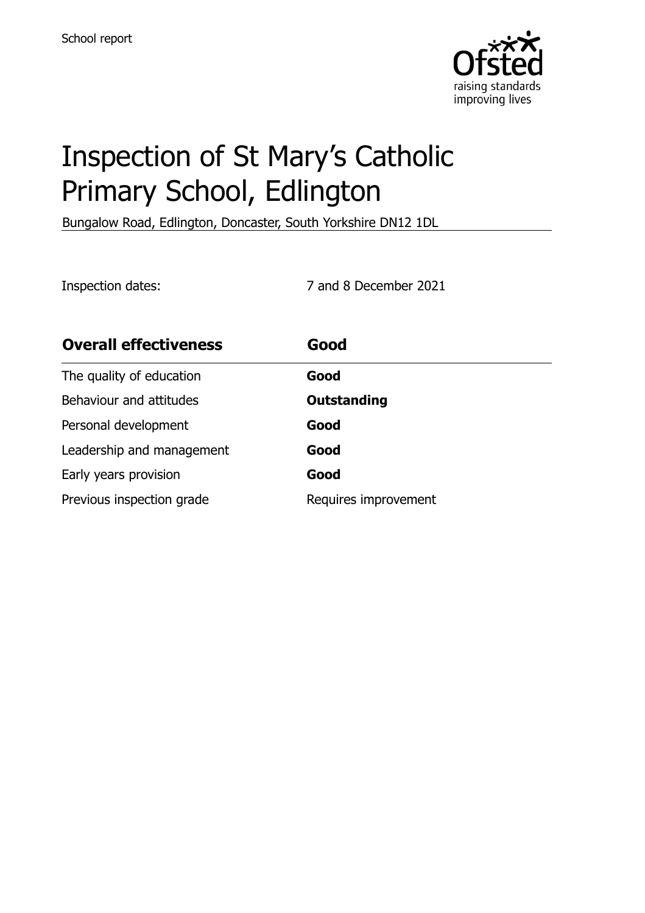School report

# Inspection of St Mary's Catholic Primary School, Edlington

Bungalow Road, Edlington, Doncaster, South Yorkshire DN12 1DL

Inspection dates: 7 and 8 December 2021

| **Overall effectiveness** | **Good** |
| --- | --- |
| The quality of education | **Good** |
| Behaviour and attitudes | **Outstanding** |
| Personal development | **Good** |
| Leadership and management | **Good** |
| Early years provision | **Good** |
| Previous inspection grade | Requires improvement |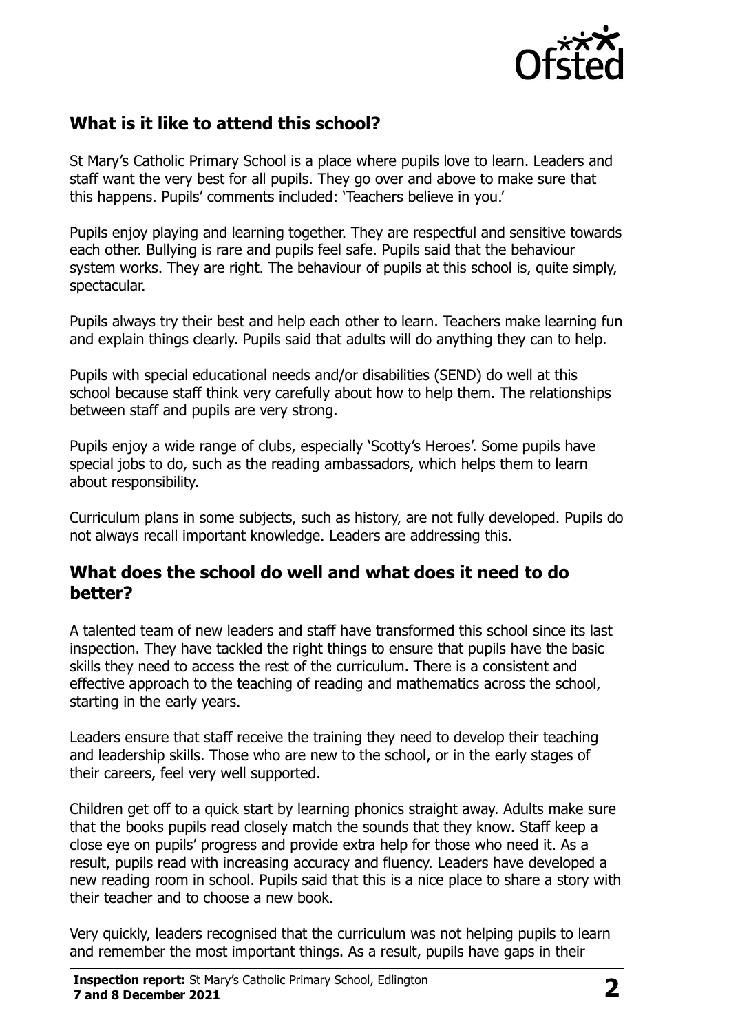## What is it like to attend this school?

St Mary's Catholic Primary School is a place where pupils love to learn. Leaders and staff want the very best for all pupils. They go over and above to make sure that this happens. Pupils' comments included: 'Teachers believe in you.'

Pupils enjoy playing and learning together. They are respectful and sensitive towards each other. Bullying is rare and pupils feel safe. Pupils said that the behaviour system works. They are right. The behaviour of pupils at this school is, quite simply, spectacular.

Pupils always try their best and help each other to learn. Teachers make learning fun and explain things clearly. Pupils said that adults will do anything they can to help.

Pupils with special educational needs and/or disabilities (SEND) do well at this school because staff think very carefully about how to help them. The relationships between staff and pupils are very strong.

Pupils enjoy a wide range of clubs, especially 'Scotty's Heroes'. Some pupils have special jobs to do, such as the reading ambassadors, which helps them to learn about responsibility.

Curriculum plans in some subjects, such as history, are not fully developed. Pupils do not always recall important knowledge. Leaders are addressing this.

## What does the school do well and what does it need to do better?

A talented team of new leaders and staff have transformed this school since its last inspection. They have tackled the right things to ensure that pupils have the basic skills they need to access the rest of the curriculum. There is a consistent and effective approach to the teaching of reading and mathematics across the school, starting in the early years.

Leaders ensure that staff receive the training they need to develop their teaching and leadership skills. Those who are new to the school, or in the early stages of their careers, feel very well supported.

Children get off to a quick start by learning phonics straight away. Adults make sure that the books pupils read closely match the sounds that they know. Staff keep a close eye on pupils' progress and provide extra help for those who need it. As a result, pupils read with increasing accuracy and fluency. Leaders have developed a new reading room in school. Pupils said that this is a nice place to share a story with their teacher and to choose a new book.

Very quickly, leaders recognised that the curriculum was not helping pupils to learn and remember the most important things. As a result, pupils have gaps in their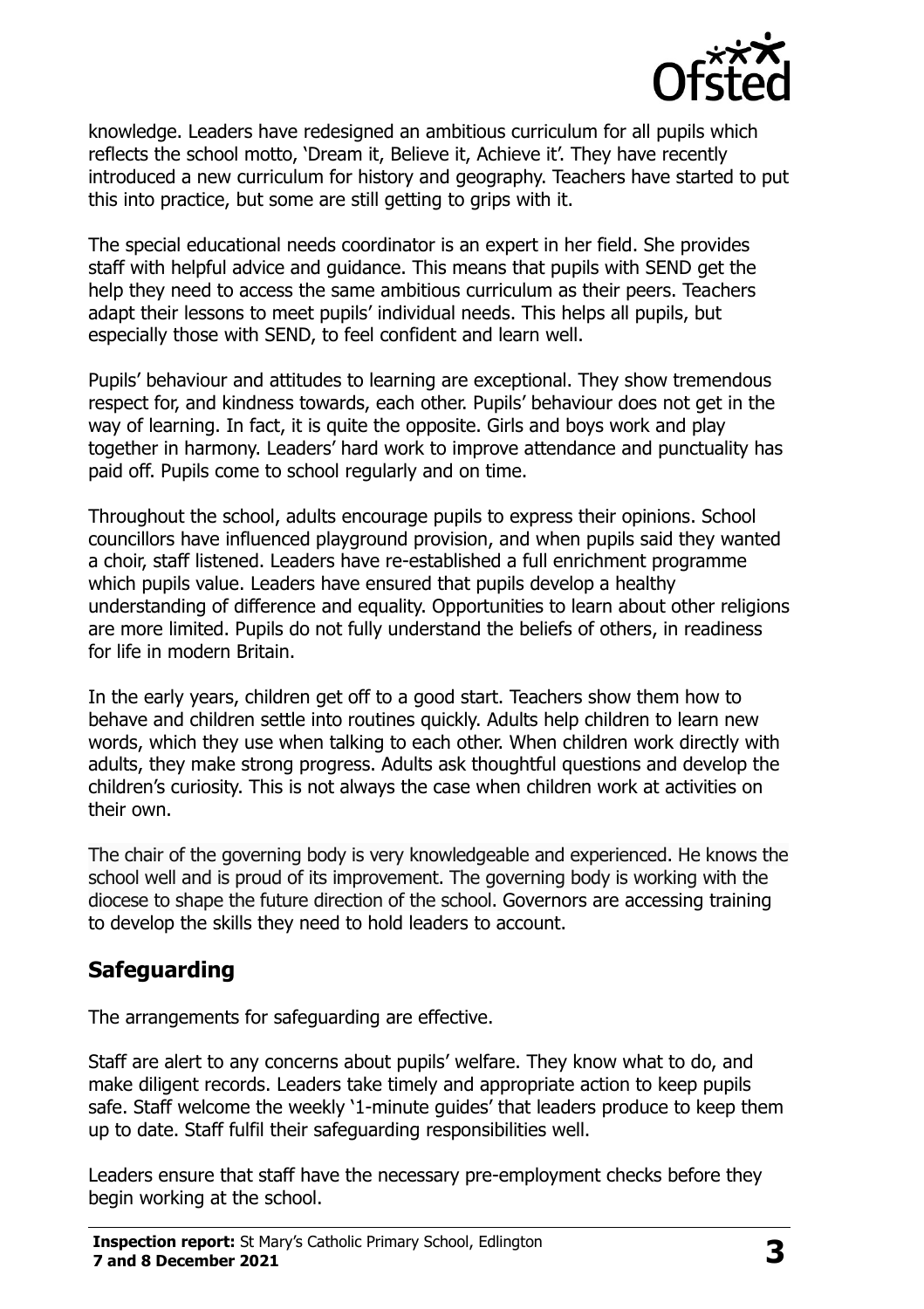knowledge. Leaders have redesigned an ambitious curriculum for all pupils which reflects the school motto, 'Dream it, Believe it, Achieve it'. They have recently introduced a new curriculum for history and geography. Teachers have started to put this into practice, but some are still getting to grips with it.

The special educational needs coordinator is an expert in her field. She provides staff with helpful advice and guidance. This means that pupils with SEND get the help they need to access the same ambitious curriculum as their peers. Teachers adapt their lessons to meet pupils' individual needs. This helps all pupils, but especially those with SEND, to feel confident and learn well.

Pupils' behaviour and attitudes to learning are exceptional. They show tremendous respect for, and kindness towards, each other. Pupils' behaviour does not get in the way of learning. In fact, it is quite the opposite. Girls and boys work and play together in harmony. Leaders' hard work to improve attendance and punctuality has paid off. Pupils come to school regularly and on time.

Throughout the school, adults encourage pupils to express their opinions. School councillors have influenced playground provision, and when pupils said they wanted a choir, staff listened. Leaders have re-established a full enrichment programme which pupils value. Leaders have ensured that pupils develop a healthy understanding of difference and equality. Opportunities to learn about other religions are more limited. Pupils do not fully understand the beliefs of others, in readiness for life in modern Britain.

In the early years, children get off to a good start. Teachers show them how to behave and children settle into routines quickly. Adults help children to learn new words, which they use when talking to each other. When children work directly with adults, they make strong progress. Adults ask thoughtful questions and develop the children's curiosity. This is not always the case when children work at activities on their own.

The chair of the governing body is very knowledgeable and experienced. He knows the school well and is proud of its improvement. The governing body is working with the diocese to shape the future direction of the school. Governors are accessing training to develop the skills they need to hold leaders to account.

## Safeguarding

The arrangements for safeguarding are effective.

Staff are alert to any concerns about pupils' welfare. They know what to do, and make diligent records. Leaders take timely and appropriate action to keep pupils safe. Staff welcome the weekly '1-minute guides' that leaders produce to keep them up to date. Staff fulfil their safeguarding responsibilities well.

Leaders ensure that staff have the necessary pre-employment checks before they begin working at the school.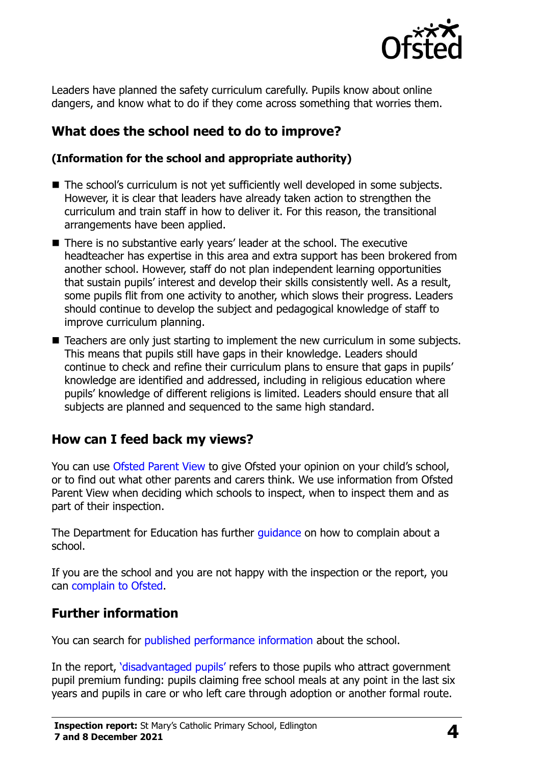Leaders have planned the safety curriculum carefully. Pupils know about online dangers, and know what to do if they come across something that worries them.

## What does the school need to do to improve?

**(Information for the school and appropriate authority)**

- The school's curriculum is not yet sufficiently well developed in some subjects. However, it is clear that leaders have already taken action to strengthen the curriculum and train staff in how to deliver it. For this reason, the transitional arrangements have been applied.
- There is no substantive early years' leader at the school. The executive headteacher has expertise in this area and extra support has been brokered from another school. However, staff do not plan independent learning opportunities that sustain pupils' interest and develop their skills consistently well. As a result, some pupils flit from one activity to another, which slows their progress. Leaders should continue to develop the subject and pedagogical knowledge of staff to improve curriculum planning.
- Teachers are only just starting to implement the new curriculum in some subjects. This means that pupils still have gaps in their knowledge. Leaders should continue to check and refine their curriculum plans to ensure that gaps in pupils' knowledge are identified and addressed, including in religious education where pupils' knowledge of different religions is limited. Leaders should ensure that all subjects are planned and sequenced to the same high standard.

## How can I feed back my views?

You can use Ofsted Parent View to give Ofsted your opinion on your child's school, or to find out what other parents and carers think. We use information from Ofsted Parent View when deciding which schools to inspect, when to inspect them and as part of their inspection.

The Department for Education has further guidance on how to complain about a school.

If you are the school and you are not happy with the inspection or the report, you can complain to Ofsted.

## Further information

You can search for published performance information about the school.

In the report, 'disadvantaged pupils' refers to those pupils who attract government pupil premium funding: pupils claiming free school meals at any point in the last six years and pupils in care or who left care through adoption or another formal route.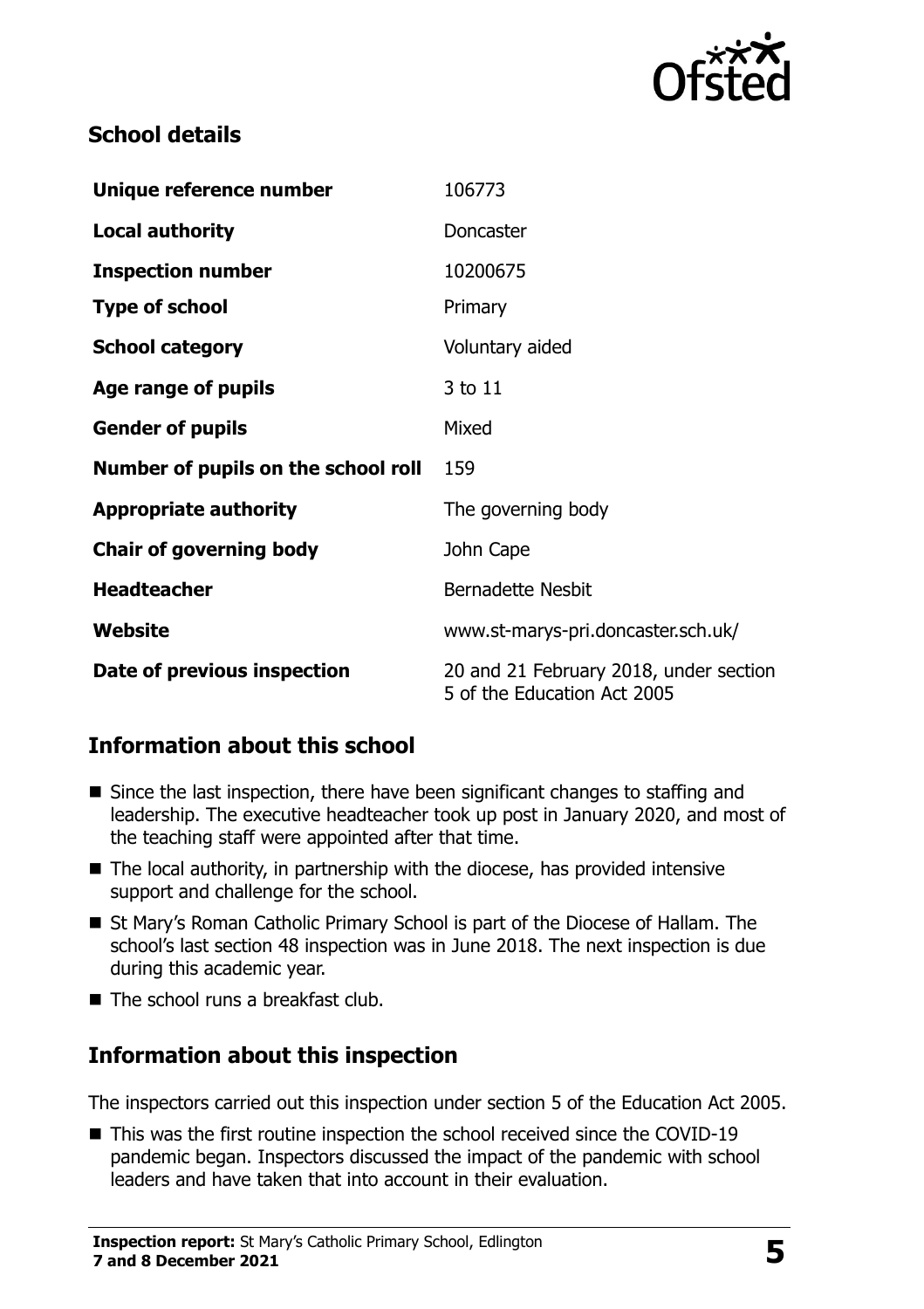## School details

| | |
|---|---|
| **Unique reference number** | 106773 |
| **Local authority** | Doncaster |
| **Inspection number** | 10200675 |
| **Type of school** | Primary |
| **School category** | Voluntary aided |
| **Age range of pupils** | 3 to 11 |
| **Gender of pupils** | Mixed |
| **Number of pupils on the school roll** | 159 |
| **Appropriate authority** | The governing body |
| **Chair of governing body** | John Cape |
| **Headteacher** | Bernadette Nesbit |
| **Website** | www.st-marys-pri.doncaster.sch.uk/ |
| **Date of previous inspection** | 20 and 21 February 2018, under section 5 of the Education Act 2005 |

## Information about this school

- Since the last inspection, there have been significant changes to staffing and leadership. The executive headteacher took up post in January 2020, and most of the teaching staff were appointed after that time.
- The local authority, in partnership with the diocese, has provided intensive support and challenge for the school.
- St Mary's Roman Catholic Primary School is part of the Diocese of Hallam. The school's last section 48 inspection was in June 2018. The next inspection is due during this academic year.
- The school runs a breakfast club.

## Information about this inspection

The inspectors carried out this inspection under section 5 of the Education Act 2005.

- This was the first routine inspection the school received since the COVID-19 pandemic began. Inspectors discussed the impact of the pandemic with school leaders and have taken that into account in their evaluation.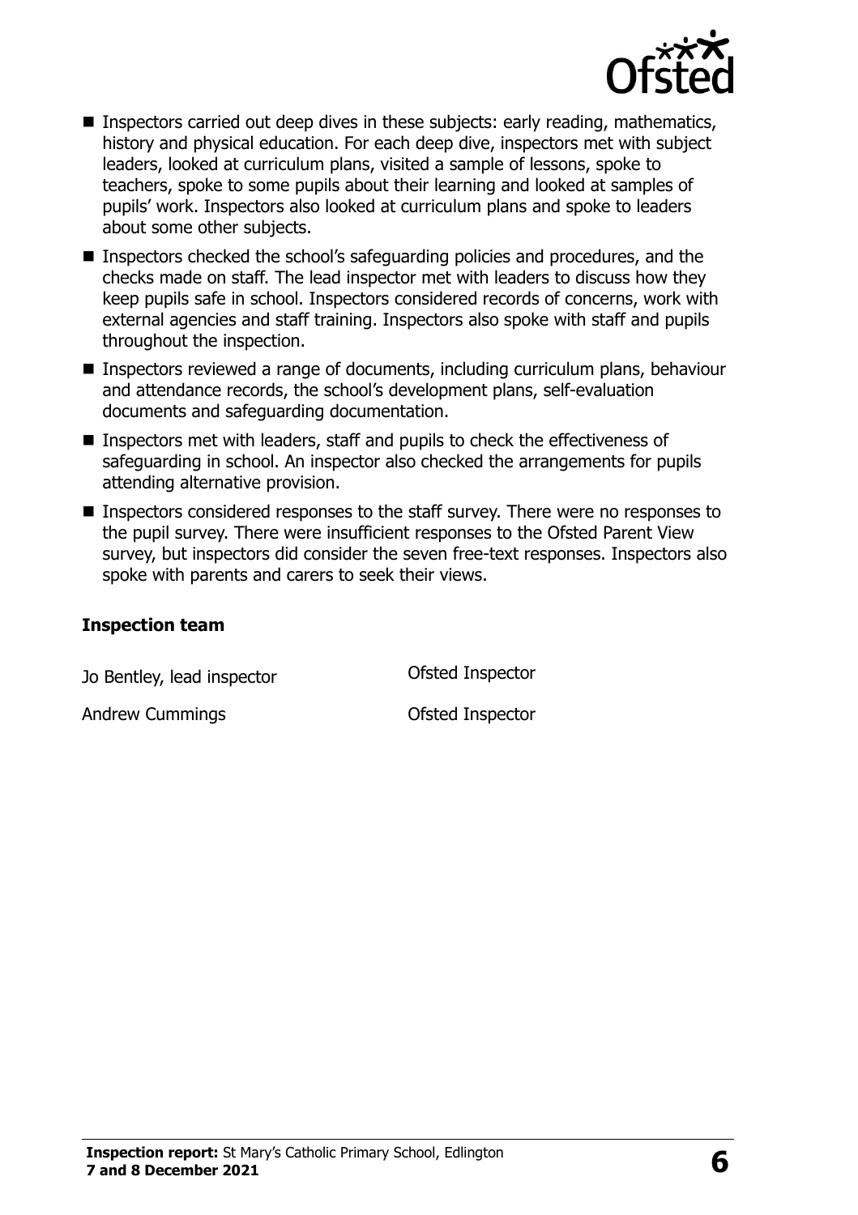- Inspectors carried out deep dives in these subjects: early reading, mathematics, history and physical education. For each deep dive, inspectors met with subject leaders, looked at curriculum plans, visited a sample of lessons, spoke to teachers, spoke to some pupils about their learning and looked at samples of pupils' work. Inspectors also looked at curriculum plans and spoke to leaders about some other subjects.
- Inspectors checked the school's safeguarding policies and procedures, and the checks made on staff. The lead inspector met with leaders to discuss how they keep pupils safe in school. Inspectors considered records of concerns, work with external agencies and staff training. Inspectors also spoke with staff and pupils throughout the inspection.
- Inspectors reviewed a range of documents, including curriculum plans, behaviour and attendance records, the school's development plans, self-evaluation documents and safeguarding documentation.
- Inspectors met with leaders, staff and pupils to check the effectiveness of safeguarding in school. An inspector also checked the arrangements for pupils attending alternative provision.
- Inspectors considered responses to the staff survey. There were no responses to the pupil survey. There were insufficient responses to the Ofsted Parent View survey, but inspectors did consider the seven free-text responses. Inspectors also spoke with parents and carers to seek their views.

### Inspection team

| | |
|---|---|
| Jo Bentley, lead inspector | Ofsted Inspector |
| Andrew Cummings | Ofsted Inspector |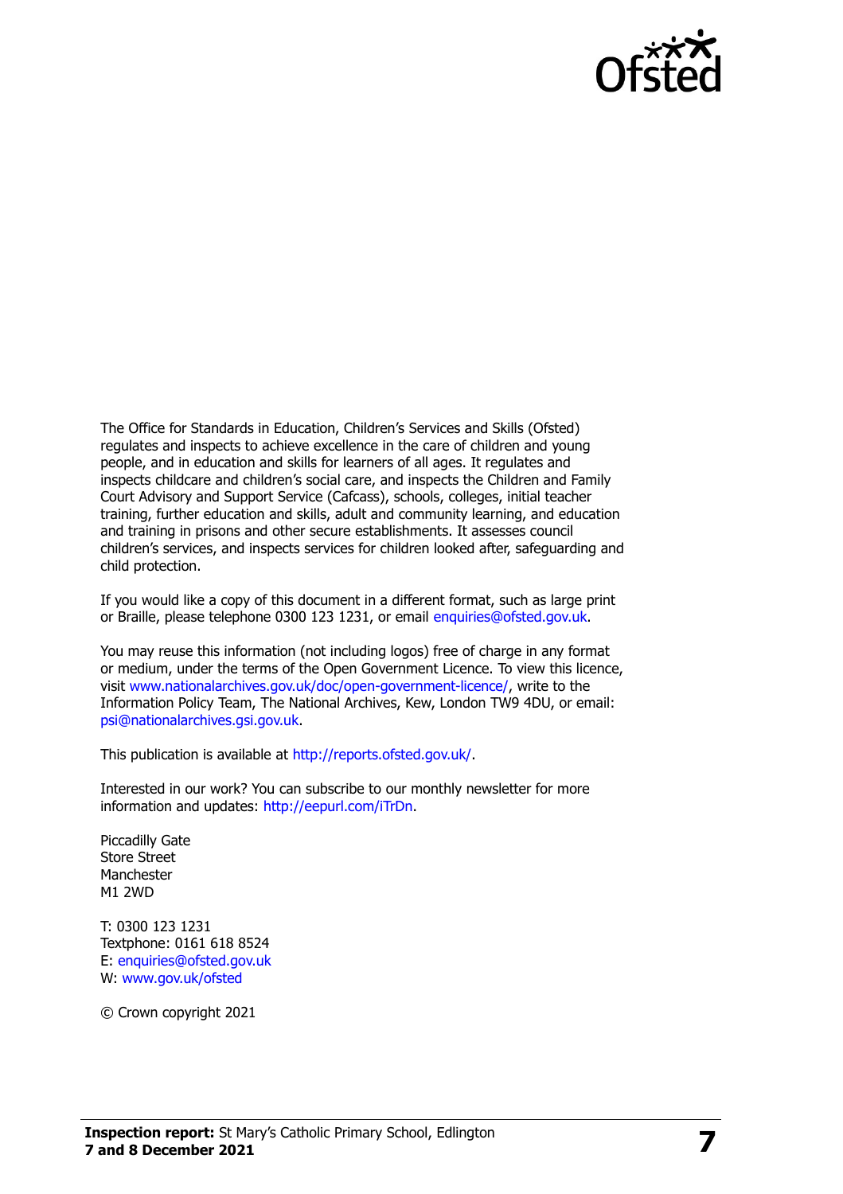The Office for Standards in Education, Children's Services and Skills (Ofsted) regulates and inspects to achieve excellence in the care of children and young people, and in education and skills for learners of all ages. It regulates and inspects childcare and children's social care, and inspects the Children and Family Court Advisory and Support Service (Cafcass), schools, colleges, initial teacher training, further education and skills, adult and community learning, and education and training in prisons and other secure establishments. It assesses council children's services, and inspects services for children looked after, safeguarding and child protection.

If you would like a copy of this document in a different format, such as large print or Braille, please telephone 0300 123 1231, or email enquiries@ofsted.gov.uk.

You may reuse this information (not including logos) free of charge in any format or medium, under the terms of the Open Government Licence. To view this licence, visit www.nationalarchives.gov.uk/doc/open-government-licence/, write to the Information Policy Team, The National Archives, Kew, London TW9 4DU, or email: psi@nationalarchives.gsi.gov.uk.

This publication is available at http://reports.ofsted.gov.uk/.

Interested in our work? You can subscribe to our monthly newsletter for more information and updates: http://eepurl.com/iTrDn.

Piccadilly Gate
Store Street
Manchester
M1 2WD

T: 0300 123 1231
Textphone: 0161 618 8524
E: enquiries@ofsted.gov.uk
W: www.gov.uk/ofsted

© Crown copyright 2021